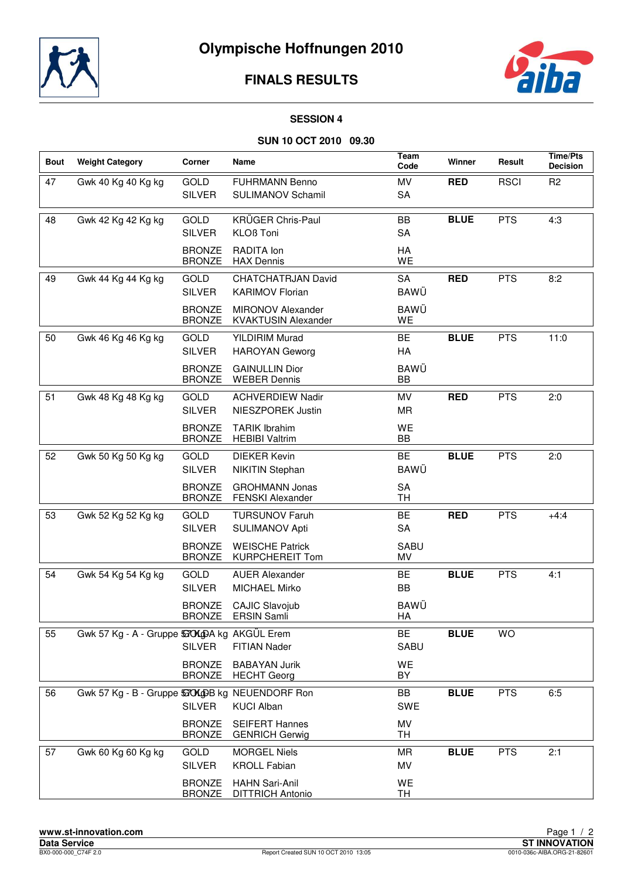# Olympische Hoffnungen 2010

## FINALS RESULTS

### SESSION 4

### SUN 10 OCT 2010 09.30

| Bout | Weight Category | Corner | Name | Team Code | Winner | Result | Time/Pts Decision |
|---|---|---|---|---|---|---|---|
| 47 | Gwk 40 Kg 40 Kg kg | GOLD | FUHRMANN Benno | MV | **RED** | RSCI | R2 |
| | | SILVER | SULIMANOV Schamil | SA | | | |
| 48 | Gwk 42 Kg 42 Kg kg | GOLD | KRÜGER Chris-Paul | BB | **BLUE** | PTS | 4:3 |
| | | SILVER | KLOß Toni | SA | | | |
| | | BRONZE | RADITA Ion | HA | | | |
| | | BRONZE | HAX Dennis | WE | | | |
| 49 | Gwk 44 Kg 44 Kg kg | GOLD | CHATCHATRJAN David | SA | **RED** | PTS | 8:2 |
| | | SILVER | KARIMOV Florian | BAWÜ | | | |
| | | BRONZE | MIRONOV Alexander | BAWÜ | | | |
| | | BRONZE | KVAKTUSIN Alexander | WE | | | |
| 50 | Gwk 46 Kg 46 Kg kg | GOLD | YILDIRIM Murad | BE | **BLUE** | PTS | 11:0 |
| | | SILVER | HAROYAN Geworg | HA | | | |
| | | BRONZE | GAINULLIN Dior | BAWÜ | | | |
| | | BRONZE | WEBER Dennis | BB | | | |
| 51 | Gwk 48 Kg 48 Kg kg | GOLD | ACHVERDIEW Nadir | MV | **RED** | PTS | 2:0 |
| | | SILVER | NIESZPOREK Justin | MR | | | |
| | | BRONZE | TARIK Ibrahim | WE | | | |
| | | BRONZE | HEBIBI Valtrim | BB | | | |
| 52 | Gwk 50 Kg 50 Kg kg | GOLD | DIEKER Kevin | BE | **BLUE** | PTS | 2:0 |
| | | SILVER | NIKITIN Stephan | BAWÜ | | | |
| | | BRONZE | GROHMANN Jonas | SA | | | |
| | | BRONZE | FENSKI Alexander | TH | | | |
| 53 | Gwk 52 Kg 52 Kg kg | GOLD | TURSUNOV Faruh | BE | **RED** | PTS | +4:4 |
| | | SILVER | SULIMANOV Apti | SA | | | |
| | | BRONZE | WEISCHE Patrick | SABU | | | |
| | | BRONZE | KURPCHEREIT Tom | MV | | | |
| 54 | Gwk 54 Kg 54 Kg kg | GOLD | AUER Alexander | BE | **BLUE** | PTS | 4:1 |
| | | SILVER | MICHAEL Mirko | BB | | | |
| | | BRONZE | CAJIC Slavojub | BAWÜ | | | |
| | | BRONZE | ERSIN Samli | HA | | | |
| 55 | Gwk 57 Kg - A - Gruppe 57 Kg A kg | GOLD | AKGÜL Erem | BE | **BLUE** | WO | |
| | | SILVER | FITIAN Nader | SABU | | | |
| | | BRONZE | BABAYAN Jurik | WE | | | |
| | | BRONZE | HECHT Georg | BY | | | |
| 56 | Gwk 57 Kg - B - Gruppe 57 Kg B kg | GOLD | NEUENDORF Ron | BB | **BLUE** | PTS | 6:5 |
| | | SILVER | KUCI Alban | SWE | | | |
| | | BRONZE | SEIFERT Hannes | MV | | | |
| | | BRONZE | GENRICH Gerwig | TH | | | |
| 57 | Gwk 60 Kg 60 Kg kg | GOLD | MORGEL Niels | MR | **BLUE** | PTS | 2:1 |
| | | SILVER | KROLL Fabian | MV | | | |
| | | BRONZE | HAHN Sari-Anil | WE | | | |
| | | BRONZE | DITTRICH Antonio | TH | | | |

www.st-innovation.com
Data Service
BX0-000-000_C74F 2.0

Report Created SUN 10 OCT 2010 13:05

ST INNOVATION
0010-036c-AIBA.ORG-21-82601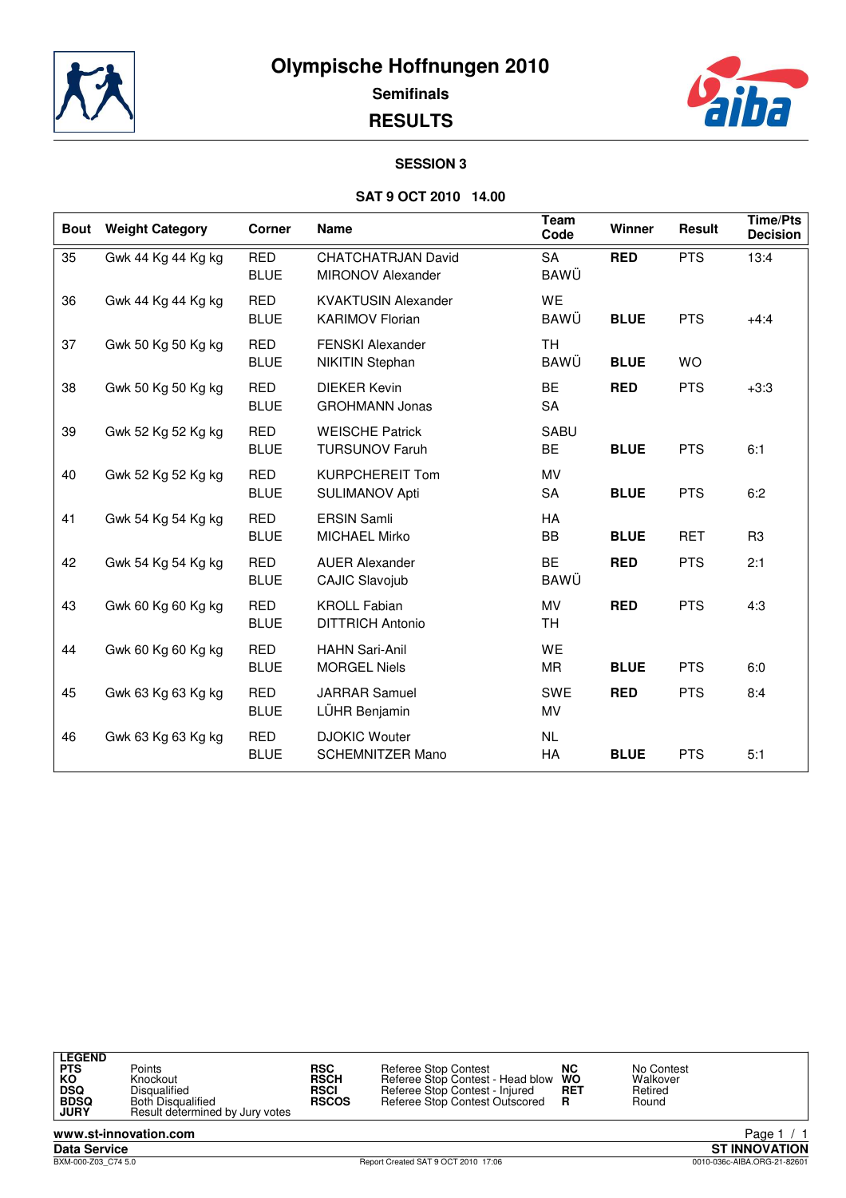# Olympische Hoffnungen 2010

## Semifinals

## RESULTS

### SESSION 3

### SAT 9 OCT 2010 14.00

| Bout | Weight Category | Corner | Name | Team Code | Winner | Result | Time/Pts Decision |
|---|---|---|---|---|---|---|---|
| 35 | Gwk 44 Kg 44 Kg kg | RED | CHATCHATRJAN David | SA | **RED** | PTS | 13:4 |
| | | BLUE | MIRONOV Alexander | BAWÜ | | | |
| 36 | Gwk 44 Kg 44 Kg kg | RED | KVAKTUSIN Alexander | WE | | | |
| | | BLUE | KARIMOV Florian | BAWÜ | **BLUE** | PTS | +4:4 |
| 37 | Gwk 50 Kg 50 Kg kg | RED | FENSKI Alexander | TH | | | |
| | | BLUE | NIKITIN Stephan | BAWÜ | **BLUE** | WO | |
| 38 | Gwk 50 Kg 50 Kg kg | RED | DIEKER Kevin | BE | **RED** | PTS | +3:3 |
| | | BLUE | GROHMANN Jonas | SA | | | |
| 39 | Gwk 52 Kg 52 Kg kg | RED | WEISCHE Patrick | SABU | | | |
| | | BLUE | TURSUNOV Faruh | BE | **BLUE** | PTS | 6:1 |
| 40 | Gwk 52 Kg 52 Kg kg | RED | KURPCHEREIT Tom | MV | | | |
| | | BLUE | SULIMANOV Apti | SA | **BLUE** | PTS | 6:2 |
| 41 | Gwk 54 Kg 54 Kg kg | RED | ERSIN Samli | HA | | | |
| | | BLUE | MICHAEL Mirko | BB | **BLUE** | RET | R3 |
| 42 | Gwk 54 Kg 54 Kg kg | RED | AUER Alexander | BE | **RED** | PTS | 2:1 |
| | | BLUE | CAJIC Slavojub | BAWÜ | | | |
| 43 | Gwk 60 Kg 60 Kg kg | RED | KROLL Fabian | MV | **RED** | PTS | 4:3 |
| | | BLUE | DITTRICH Antonio | TH | | | |
| 44 | Gwk 60 Kg 60 Kg kg | RED | HAHN Sari-Anil | WE | | | |
| | | BLUE | MORGEL Niels | MR | **BLUE** | PTS | 6:0 |
| 45 | Gwk 63 Kg 63 Kg kg | RED | JARRAR Samuel | SWE | **RED** | PTS | 8:4 |
| | | BLUE | LÜHR Benjamin | MV | | | |
| 46 | Gwk 63 Kg 63 Kg kg | RED | DJOKIC Wouter | NL | | | |
| | | BLUE | SCHEMNITZER Mano | HA | **BLUE** | PTS | 5:1 |

**LEGEND**

| | | | | | |
|---|---|---|---|---|---|
| **PTS** | Points | **RSC** | Referee Stop Contest | **NC** | No Contest |
| **KO** | Knockout | **RSCH** | Referee Stop Contest - Head blow | **WO** | Walkover |
| **DSQ** | Disqualified | **RSCI** | Referee Stop Contest - Injured | **RET** | Retired |
| **BDSQ** | Both Disqualified | **RSCOS** | Referee Stop Contest Outscored | **R** | Round |
| **JURY** | Result determined by Jury votes | | | | |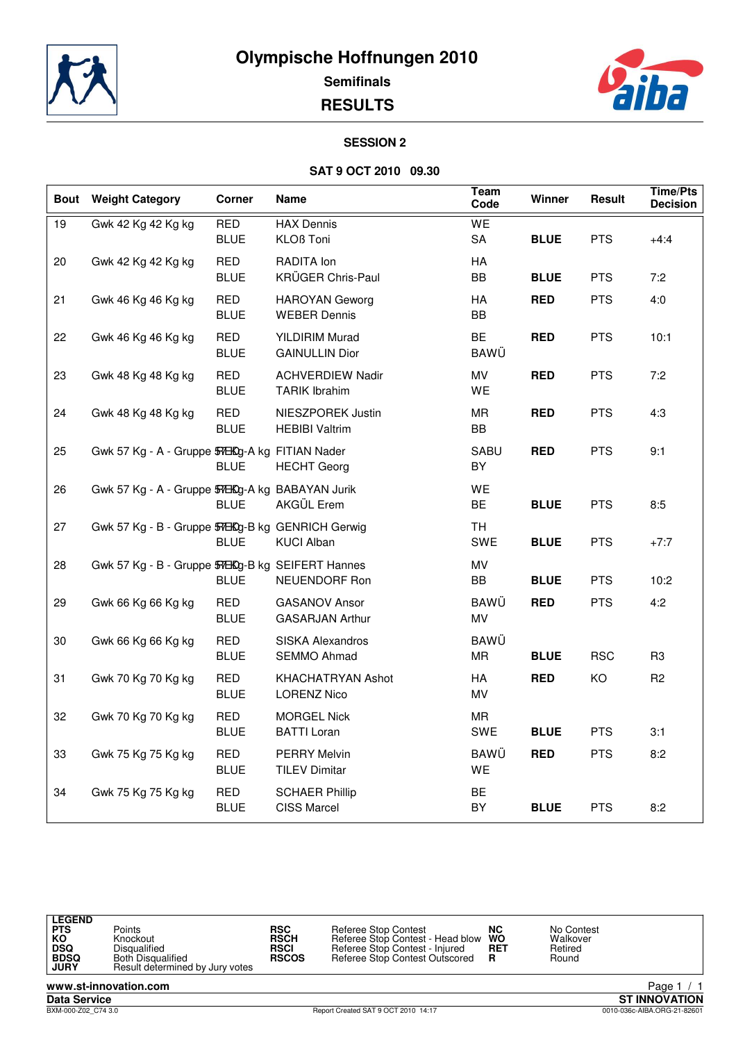# Olympische Hoffnungen 2010

## Semifinals

## RESULTS

### SESSION 2

**SAT 9 OCT 2010 09.30**

| Bout | Weight Category | Corner | Name | Team Code | Winner | Result | Time/Pts Decision |
|---|---|---|---|---|---|---|---|
| 19 | Gwk 42 Kg 42 Kg kg | RED | HAX Dennis | WE | | | |
| | | BLUE | KLOß Toni | SA | **BLUE** | PTS | +4:4 |
| 20 | Gwk 42 Kg 42 Kg kg | RED | RADITA Ion | HA | | | |
| | | BLUE | KRÜGER Chris-Paul | BB | **BLUE** | PTS | 7:2 |
| 21 | Gwk 46 Kg 46 Kg kg | RED | HAROYAN Geworg | HA | **RED** | PTS | 4:0 |
| | | BLUE | WEBER Dennis | BB | | | |
| 22 | Gwk 46 Kg 46 Kg kg | RED | YILDIRIM Murad | BE | **RED** | PTS | 10:1 |
| | | BLUE | GAINULLIN Dior | BAWÜ | | | |
| 23 | Gwk 48 Kg 48 Kg kg | RED | ACHVERDIEW Nadir | MV | **RED** | PTS | 7:2 |
| | | BLUE | TARIK Ibrahim | WE | | | |
| 24 | Gwk 48 Kg 48 Kg kg | RED | NIESZPOREK Justin | MR | **RED** | PTS | 4:3 |
| | | BLUE | HEBIBI Valtrim | BB | | | |
| 25 | Gwk 57 Kg - A - Gruppe 57 Kg-A kg | RED | FITIAN Nader | SABU | **RED** | PTS | 9:1 |
| | | BLUE | HECHT Georg | BY | | | |
| 26 | Gwk 57 Kg - A - Gruppe 57 Kg-A kg | RED | BABAYAN Jurik | WE | | | |
| | | BLUE | AKGÜL Erem | BE | **BLUE** | PTS | 8:5 |
| 27 | Gwk 57 Kg - B - Gruppe 57 Kg-B kg | RED | GENRICH Gerwig | TH | | | |
| | | BLUE | KUCI Alban | SWE | **BLUE** | PTS | +7:7 |
| 28 | Gwk 57 Kg - B - Gruppe 57 Kg-B kg | RED | SEIFERT Hannes | MV | | | |
| | | BLUE | NEUENDORF Ron | BB | **BLUE** | PTS | 10:2 |
| 29 | Gwk 66 Kg 66 Kg kg | RED | GASANOV Ansor | BAWÜ | **RED** | PTS | 4:2 |
| | | BLUE | GASARJAN Arthur | MV | | | |
| 30 | Gwk 66 Kg 66 Kg kg | RED | SISKA Alexandros | BAWÜ | | | |
| | | BLUE | SEMMO Ahmad | MR | **BLUE** | RSC | R3 |
| 31 | Gwk 70 Kg 70 Kg kg | RED | KHACHATRYAN Ashot | HA | **RED** | KO | R2 |
| | | BLUE | LORENZ Nico | MV | | | |
| 32 | Gwk 70 Kg 70 Kg kg | RED | MORGEL Nick | MR | | | |
| | | BLUE | BATTI Loran | SWE | **BLUE** | PTS | 3:1 |
| 33 | Gwk 75 Kg 75 Kg kg | RED | PERRY Melvin | BAWÜ | **RED** | PTS | 8:2 |
| | | BLUE | TILEV Dimitar | WE | | | |
| 34 | Gwk 75 Kg 75 Kg kg | RED | SCHAER Phillip | BE | | | |
| | | BLUE | CISS Marcel | BY | **BLUE** | PTS | 8:2 |

**LEGEND**

| | | | | | |
|---|---|---|---|---|---|
| **PTS** | Points | **RSC** | Referee Stop Contest | **NC** | No Contest |
| **KO** | Knockout | **RSCH** | Referee Stop Contest - Head blow | **WO** | Walkover |
| **DSQ** | Disqualified | **RSCI** | Referee Stop Contest - Injured | **RET** | Retired |
| **BDSQ** | Both Disqualified | **RSCOS** | Referee Stop Contest Outscored | **R** | Round |
| **JURY** | Result determined by Jury votes | | | | |

www.st-innovation.com

**Data Service** — **ST INNOVATION**

BXM-000-Z02_C74 3.0 — Report Created SAT 9 OCT 2010 14:17 — 0010-036c-AIBA.ORG-21-82601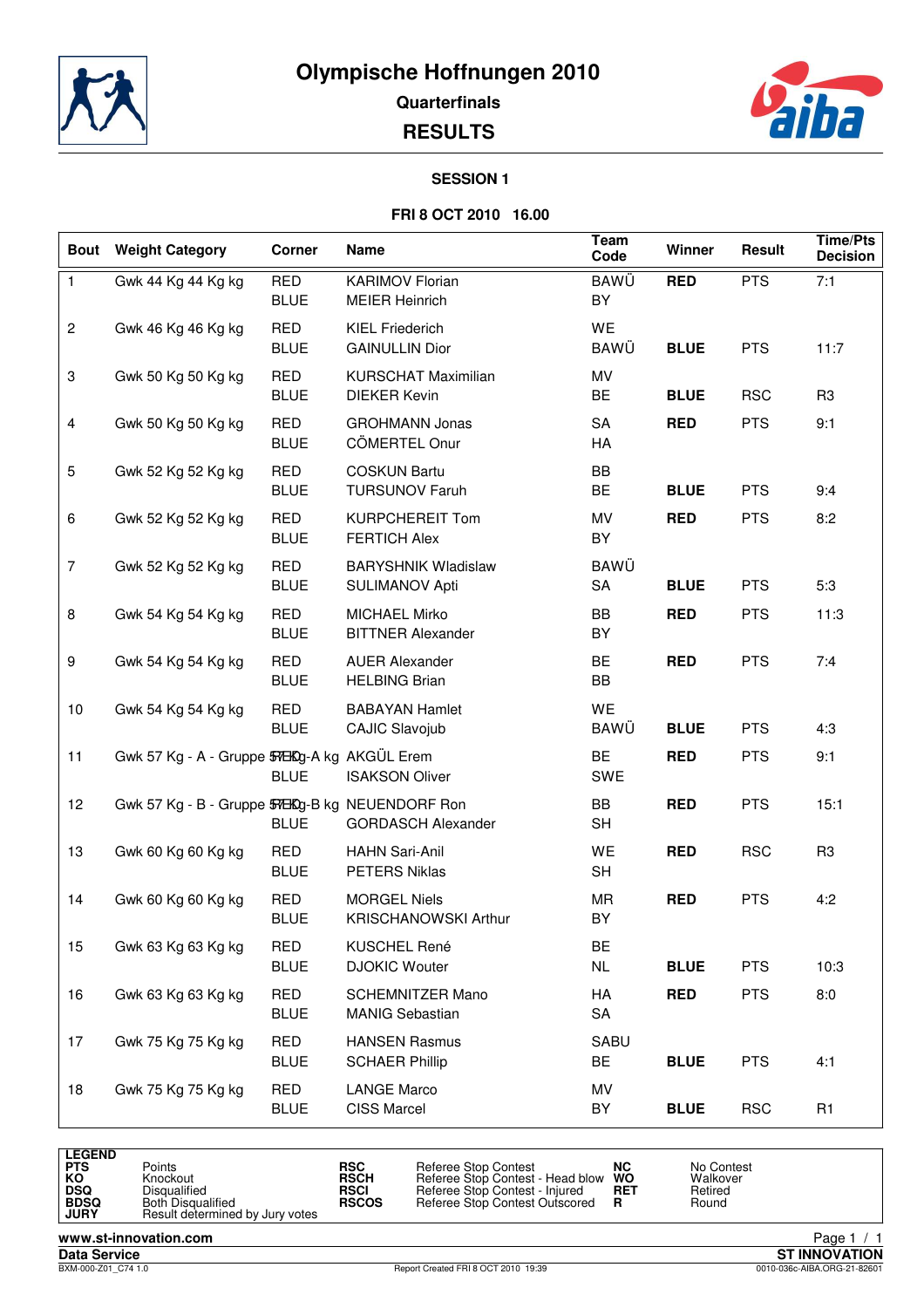# Olympische Hoffnungen 2010

## Quarterfinals

## RESULTS

### SESSION 1

### FRI 8 OCT 2010 16.00

| Bout | Weight Category | Corner | Name | Team Code | Winner | Result | Time/Pts Decision |
|---|---|---|---|---|---|---|---|
| 1 | Gwk 44 Kg 44 Kg kg | RED | KARIMOV Florian | BAWÜ | **RED** | PTS | 7:1 |
| | | BLUE | MEIER Heinrich | BY | | | |
| 2 | Gwk 46 Kg 46 Kg kg | RED | KIEL Friederich | WE | | | |
| | | BLUE | GAINULLIN Dior | BAWÜ | **BLUE** | PTS | 11:7 |
| 3 | Gwk 50 Kg 50 Kg kg | RED | KURSCHAT Maximilian | MV | | | |
| | | BLUE | DIEKER Kevin | BE | **BLUE** | RSC | R3 |
| 4 | Gwk 50 Kg 50 Kg kg | RED | GROHMANN Jonas | SA | **RED** | PTS | 9:1 |
| | | BLUE | CÖMERTEL Onur | HA | | | |
| 5 | Gwk 52 Kg 52 Kg kg | RED | COSKUN Bartu | BB | | | |
| | | BLUE | TURSUNOV Faruh | BE | **BLUE** | PTS | 9:4 |
| 6 | Gwk 52 Kg 52 Kg kg | RED | KURPCHEREIT Tom | MV | **RED** | PTS | 8:2 |
| | | BLUE | FERTICH Alex | BY | | | |
| 7 | Gwk 52 Kg 52 Kg kg | RED | BARYSHNIK Wladislaw | BAWÜ | | | |
| | | BLUE | SULIMANOV Apti | SA | **BLUE** | PTS | 5:3 |
| 8 | Gwk 54 Kg 54 Kg kg | RED | MICHAEL Mirko | BB | **RED** | PTS | 11:3 |
| | | BLUE | BITTNER Alexander | BY | | | |
| 9 | Gwk 54 Kg 54 Kg kg | RED | AUER Alexander | BE | **RED** | PTS | 7:4 |
| | | BLUE | HELBING Brian | BB | | | |
| 10 | Gwk 54 Kg 54 Kg kg | RED | BABAYAN Hamlet | WE | | | |
| | | BLUE | CAJIC Slavojub | BAWÜ | **BLUE** | PTS | 4:3 |
| 11 | Gwk 57 Kg - A - Gruppe 57 Kg-A kg | RED | AKGÜL Erem | BE | **RED** | PTS | 9:1 |
| | | BLUE | ISAKSON Oliver | SWE | | | |
| 12 | Gwk 57 Kg - B - Gruppe 57 Kg-B kg | RED | NEUENDORF Ron | BB | **RED** | PTS | 15:1 |
| | | BLUE | GORDASCH Alexander | SH | | | |
| 13 | Gwk 60 Kg 60 Kg kg | RED | HAHN Sari-Anil | WE | **RED** | RSC | R3 |
| | | BLUE | PETERS Niklas | SH | | | |
| 14 | Gwk 60 Kg 60 Kg kg | RED | MORGEL Niels | MR | **RED** | PTS | 4:2 |
| | | BLUE | KRISCHANOWSKI Arthur | BY | | | |
| 15 | Gwk 63 Kg 63 Kg kg | RED | KUSCHEL René | BE | | | |
| | | BLUE | DJOKIC Wouter | NL | **BLUE** | PTS | 10:3 |
| 16 | Gwk 63 Kg 63 Kg kg | RED | SCHEMNITZER Mano | HA | **RED** | PTS | 8:0 |
| | | BLUE | MANIG Sebastian | SA | | | |
| 17 | Gwk 75 Kg 75 Kg kg | RED | HANSEN Rasmus | SABU | | | |
| | | BLUE | SCHAER Phillip | BE | **BLUE** | PTS | 4:1 |
| 18 | Gwk 75 Kg 75 Kg kg | RED | LANGE Marco | MV | | | |
| | | BLUE | CISS Marcel | BY | **BLUE** | RSC | R1 |

**LEGEND**

| | | | | | |
|---|---|---|---|---|---|
| PTS | Points | RSC | Referee Stop Contest | NC | No Contest |
| KO | Knockout | RSCH | Referee Stop Contest - Head blow | WO | Walkover |
| DSQ | Disqualified | RSCI | Referee Stop Contest - Injured | RET | Retired |
| BDSQ | Both Disqualified | RSCOS | Referee Stop Contest Outscored | R | Round |
| JURY | Result determined by Jury votes | | | | |

www.st-innovation.com
Data Service — ST INNOVATION
BXM-000-Z01_C74 1.0 — Report Created FRI 8 OCT 2010 19:39 — 0010-036c-AIBA.ORG-21-82601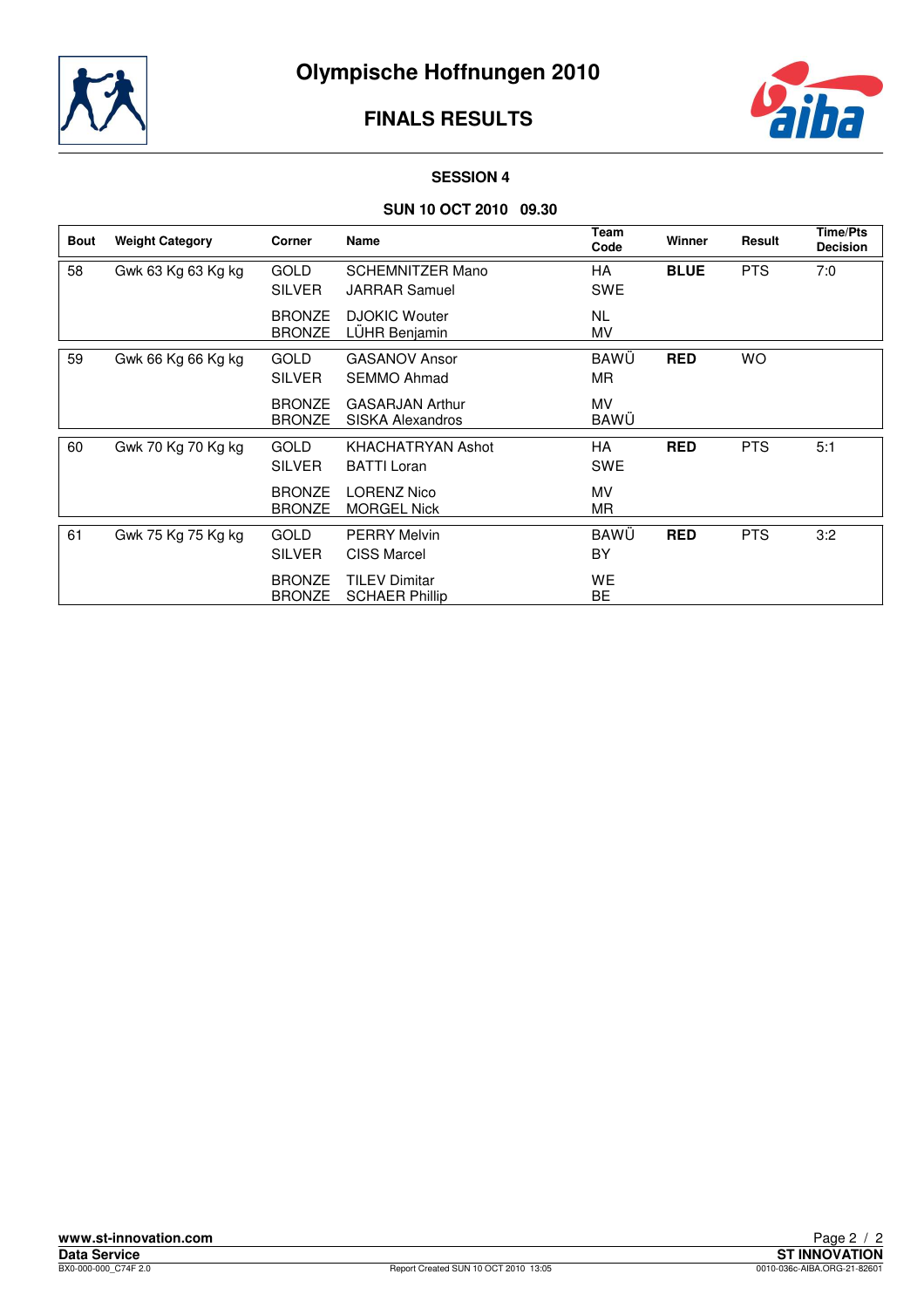# Olympische Hoffnungen 2010

## FINALS RESULTS

### SESSION 4

### SUN 10 OCT 2010 09.30

| Bout | Weight Category | Corner | Name | Team Code | Winner | Result | Time/Pts Decision |
|---|---|---|---|---|---|---|---|
| 58 | Gwk 63 Kg 63 Kg kg | GOLD | SCHEMNITZER Mano | HA | **BLUE** | PTS | 7:0 |
| | | SILVER | JARRAR Samuel | SWE | | | |
| | | BRONZE | DJOKIC Wouter | NL | | | |
| | | BRONZE | LÜHR Benjamin | MV | | | |
| 59 | Gwk 66 Kg 66 Kg kg | GOLD | GASANOV Ansor | BAWÜ | **RED** | WO | |
| | | SILVER | SEMMO Ahmad | MR | | | |
| | | BRONZE | GASARJAN Arthur | MV | | | |
| | | BRONZE | SISKA Alexandros | BAWÜ | | | |
| 60 | Gwk 70 Kg 70 Kg kg | GOLD | KHACHATRYAN Ashot | HA | **RED** | PTS | 5:1 |
| | | SILVER | BATTI Loran | SWE | | | |
| | | BRONZE | LORENZ Nico | MV | | | |
| | | BRONZE | MORGEL Nick | MR | | | |
| 61 | Gwk 75 Kg 75 Kg kg | GOLD | PERRY Melvin | BAWÜ | **RED** | PTS | 3:2 |
| | | SILVER | CISS Marcel | BY | | | |
| | | BRONZE | TILEV Dimitar | WE | | | |
| | | BRONZE | SCHAER Phillip | BE | | | |

www.st-innovation.com
Data Service
BX0-000-000_C74F 2.0

Report Created SUN 10 OCT 2010 13:05

ST INNOVATION
0010-036c-AIBA.ORG-21-82601